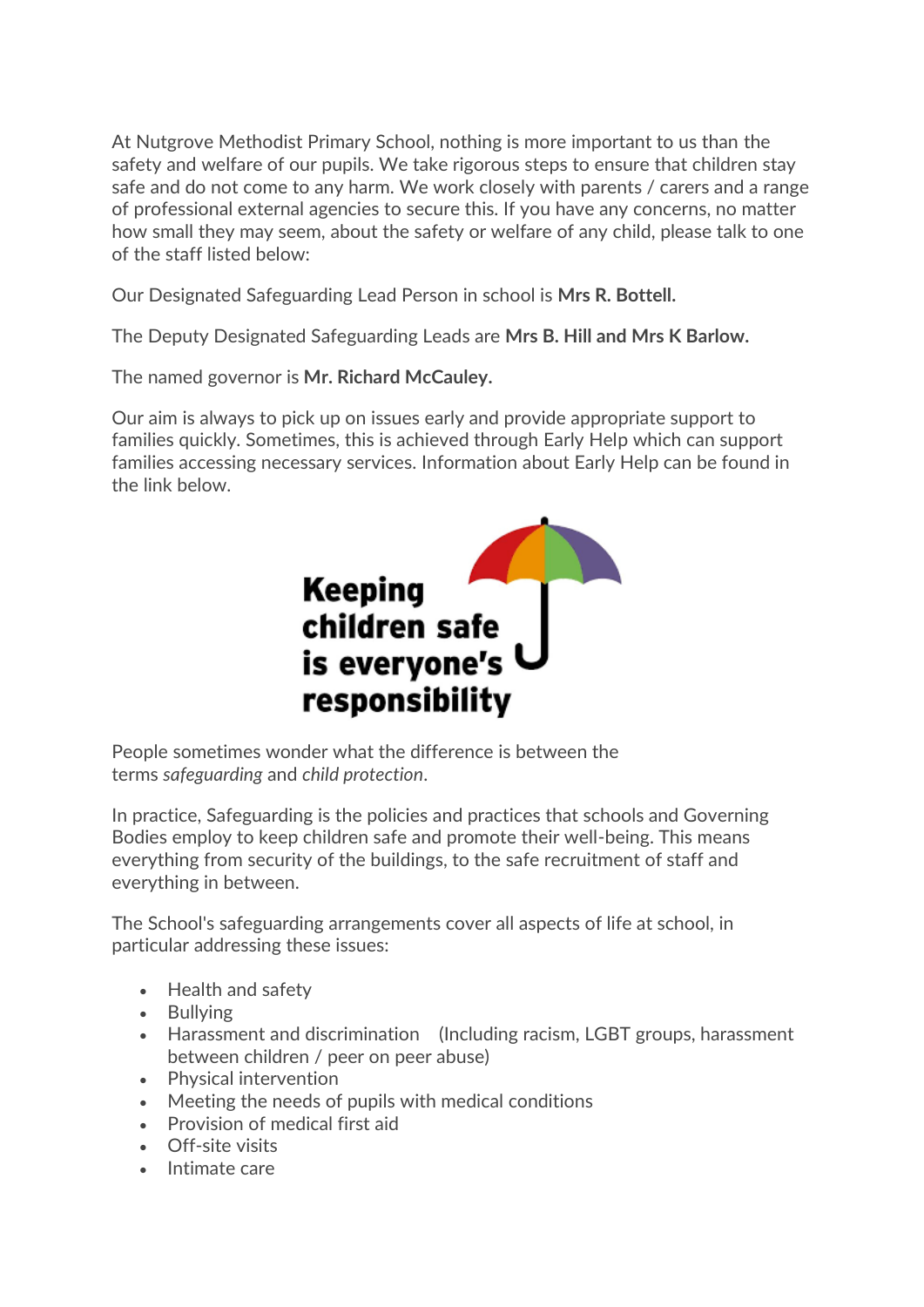At Nutgrove Methodist Primary School, nothing is more important to us than the safety and welfare of our pupils. We take rigorous steps to ensure that children stay safe and do not come to any harm. We work closely with parents / carers and a range of professional external agencies to secure this. If you have any concerns, no matter how small they may seem, about the safety or welfare of any child, please talk to one of the staff listed below:

Our Designated Safeguarding Lead Person in school is **Mrs R. Bottell.**

The Deputy Designated Safeguarding Leads are **Mrs B. Hill and Mrs K Barlow.**

The named governor is **Mr. Richard McCauley.**

Our aim is always to pick up on issues early and provide appropriate support to families quickly. Sometimes, this is achieved through Early Help which can support families accessing necessary services. Information about Early Help can be found in the link below.

**Keeping children safe is everyone's responsibility**

People sometimes wonder what the difference is between the terms *safeguarding* and *child protection*.

In practice, Safeguarding is the policies and practices that schools and Governing Bodies employ to keep children safe and promote their well-being. This means everything from security of the buildings, to the safe recruitment of staff and everything in between.

The School's safeguarding arrangements cover all aspects of life at school, in particular addressing these issues:

- Health and safety
- Bullying
- Harassment and discrimination (Including racism, LGBT groups, harassment between children / peer on peer abuse)
- Physical intervention
- Meeting the needs of pupils with medical conditions
- Provision of medical first aid
- Off-site visits
- Intimate care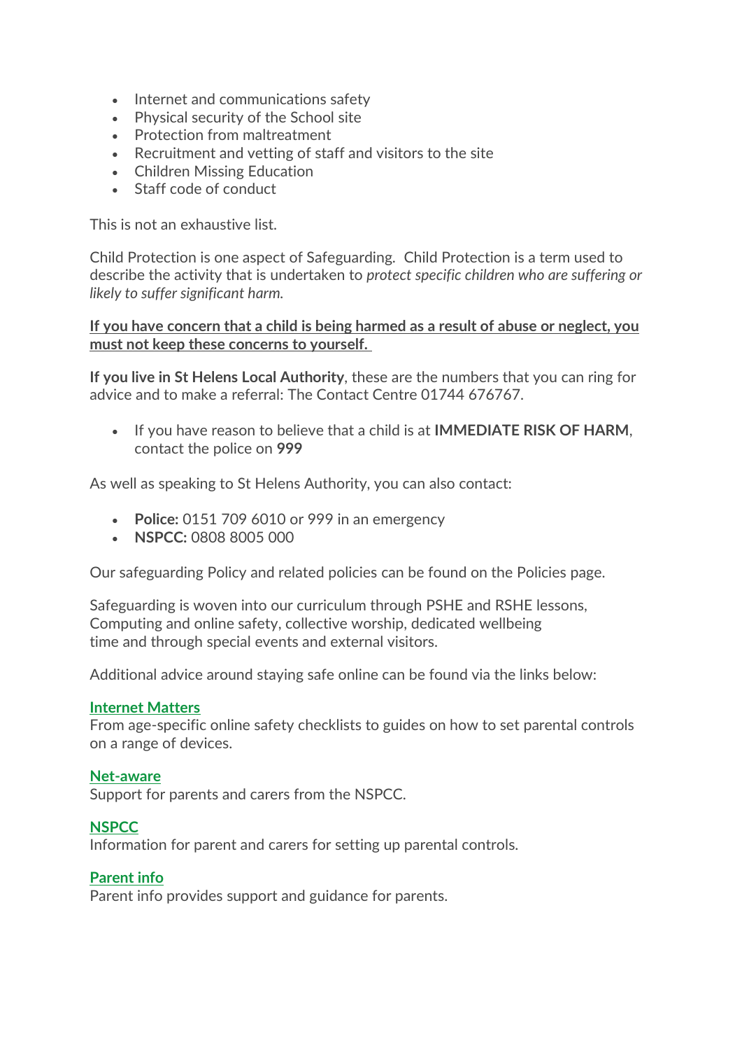- Internet and communications safety
- Physical security of the School site
- Protection from maltreatment
- Recruitment and vetting of staff and visitors to the site
- Children Missing Education
- Staff code of conduct

This is not an exhaustive list.

Child Protection is one aspect of Safeguarding. Child Protection is a term used to describe the activity that is undertaken to *protect specific children who are suffering or likely to suffer significant harm.*

**If you have concern that a child is being harmed as a result of abuse or neglect, you must not keep these concerns to yourself.**

**If you live in St Helens Local Authority**, these are the numbers that you can ring for advice and to make a referral: The Contact Centre 01744 676767.

- If you have reason to believe that a child is at **IMMEDIATE RISK OF HARM**, contact the police on **999**

As well as speaking to St Helens Authority, you can also contact:

- **Police:** 0151 709 6010 or 999 in an emergency
- **NSPCC:** 0808 8005 000

Our safeguarding Policy and related policies can be found on the Policies page.

Safeguarding is woven into our curriculum through PSHE and RSHE lessons, Computing and online safety, collective worship, dedicated wellbeing time and through special events and external visitors.

Additional advice around staying safe online can be found via the links below:

**Internet Matters**
From age-specific online safety checklists to guides on how to set parental controls on a range of devices.

**Net-aware**
Support for parents and carers from the NSPCC.

**NSPCC**
Information for parent and carers for setting up parental controls.

**Parent info**
Parent info provides support and guidance for parents.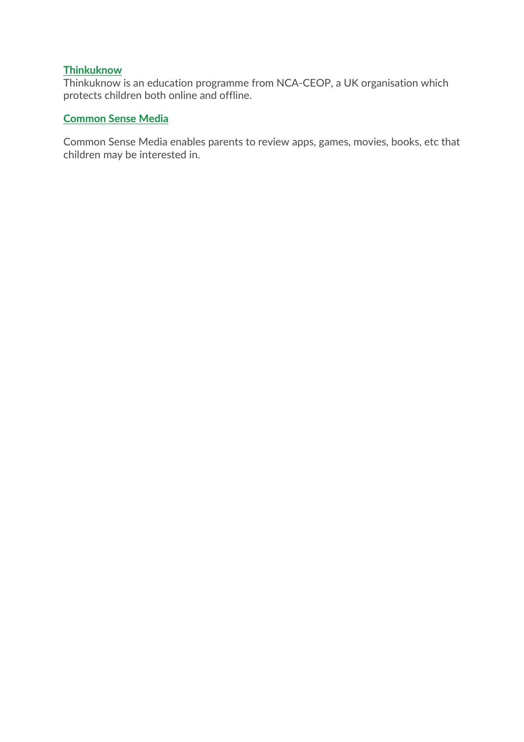**Thinkuknow**

Thinkuknow is an education programme from NCA-CEOP, a UK organisation which protects children both online and offline.

**Common Sense Media**

Common Sense Media enables parents to review apps, games, movies, books, etc that children may be interested in.